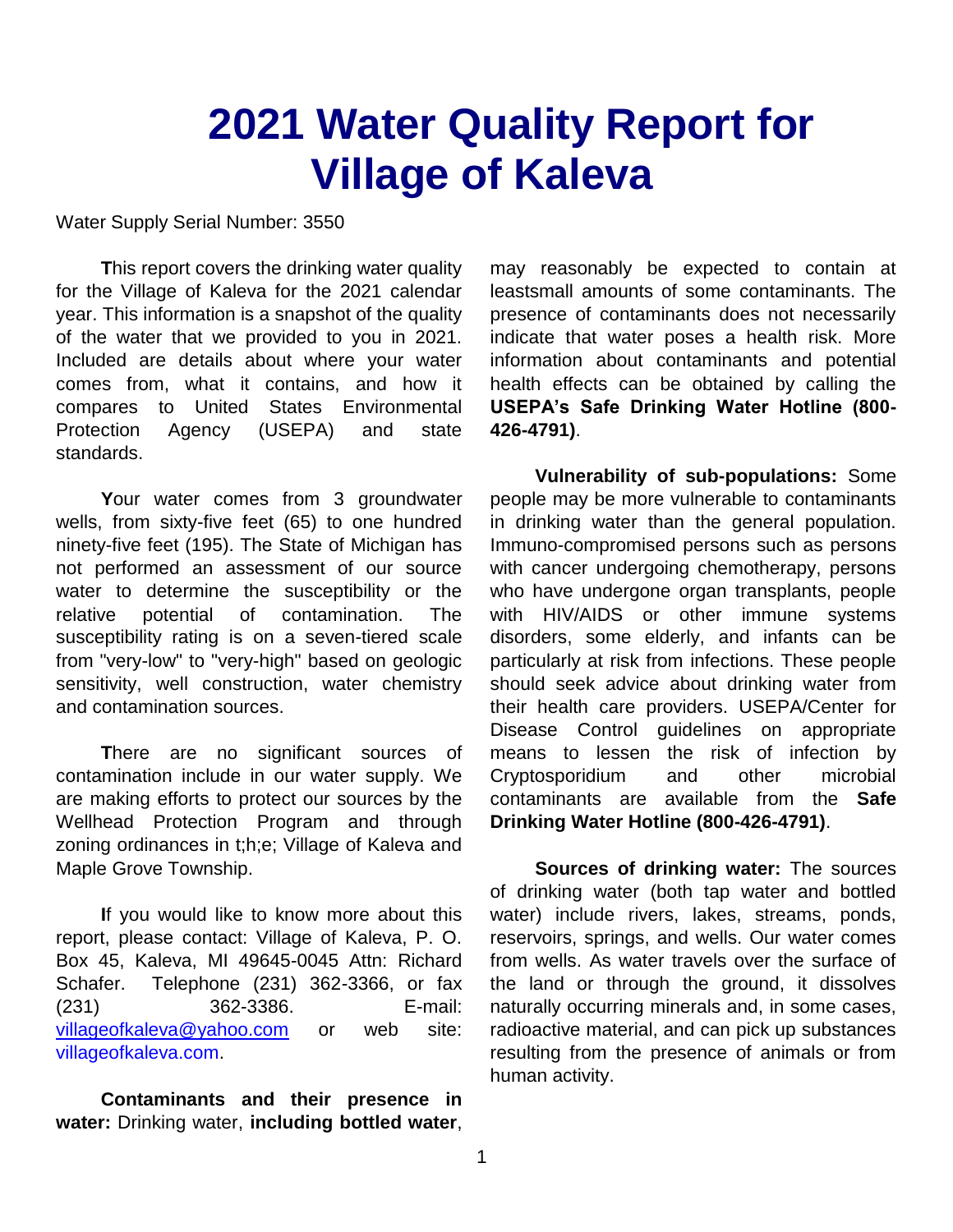# 2021 Water Quality Report for Village of Kaleva

Water Supply Serial Number: 3550

**T**his report covers the drinking water quality for the Village of Kaleva for the 2021 calendar year. This information is a snapshot of the quality of the water that we provided to you in 2021. Included are details about where your water comes from, what it contains, and how it compares to United States Environmental Protection Agency (USEPA) and state standards.

**Y**our water comes from 3 groundwater wells, from sixty-five feet (65) to one hundred ninety-five feet (195). The State of Michigan has not performed an assessment of our source water to determine the susceptibility or the relative potential of contamination. The susceptibility rating is on a seven-tiered scale from "very-low" to "very-high" based on geologic sensitivity, well construction, water chemistry and contamination sources.

**T**here are no significant sources of contamination include in our water supply. We are making efforts to protect our sources by the Wellhead Protection Program and through zoning ordinances in t;h;e; Village of Kaleva and Maple Grove Township.

**I**f you would like to know more about this report, please contact: Village of Kaleva, P. O. Box 45, Kaleva, MI 49645-0045 Attn: Richard Schafer. Telephone (231) 362-3366, or fax (231) 362-3386. E-mail: villageofkaleva@yahoo.com or web site: villageofkaleva.com.

**Contaminants and their presence in water:** Drinking water, **including bottled water**, may reasonably be expected to contain at leastsmall amounts of some contaminants. The presence of contaminants does not necessarily indicate that water poses a health risk. More information about contaminants and potential health effects can be obtained by calling the **USEPA's Safe Drinking Water Hotline (800-426-4791)**.

**Vulnerability of sub-populations:** Some people may be more vulnerable to contaminants in drinking water than the general population. Immuno-compromised persons such as persons with cancer undergoing chemotherapy, persons who have undergone organ transplants, people with HIV/AIDS or other immune systems disorders, some elderly, and infants can be particularly at risk from infections. These people should seek advice about drinking water from their health care providers. USEPA/Center for Disease Control guidelines on appropriate means to lessen the risk of infection by Cryptosporidium and other microbial contaminants are available from the **Safe Drinking Water Hotline (800-426-4791)**.

**Sources of drinking water:** The sources of drinking water (both tap water and bottled water) include rivers, lakes, streams, ponds, reservoirs, springs, and wells. Our water comes from wells. As water travels over the surface of the land or through the ground, it dissolves naturally occurring minerals and, in some cases, radioactive material, and can pick up substances resulting from the presence of animals or from human activity.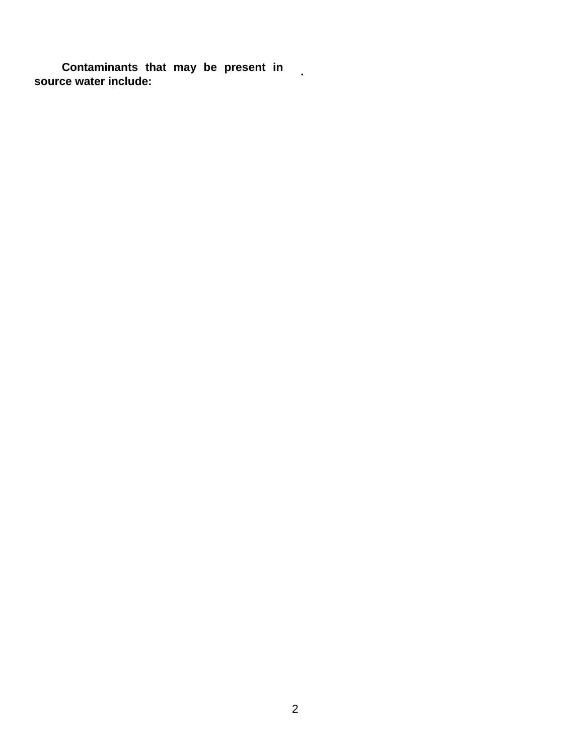**Contaminants that may be present in source water include:**

.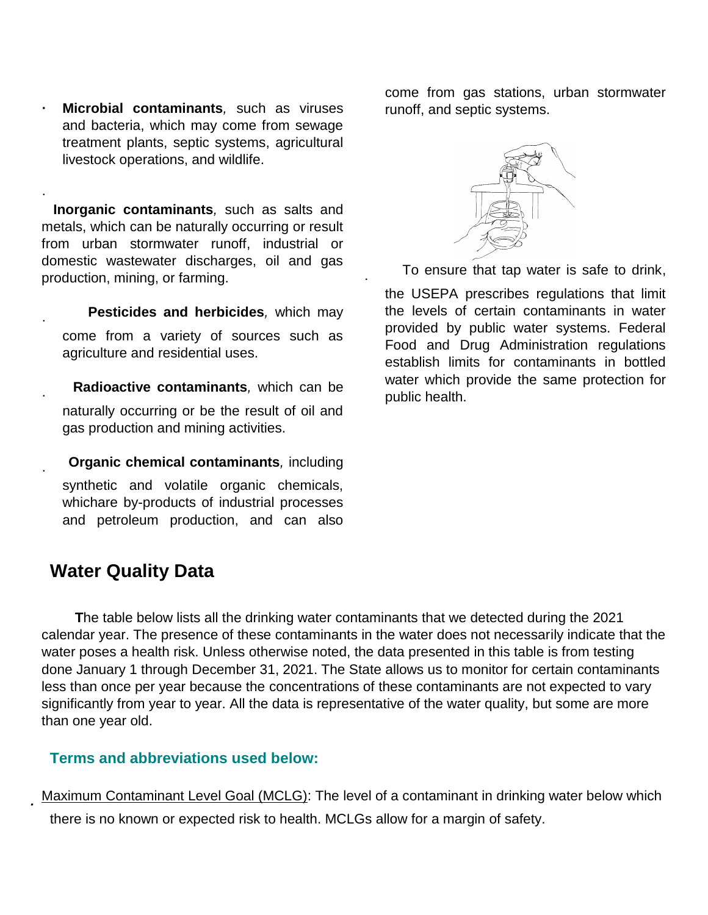- **Microbial contaminants**, such as viruses and bacteria, which may come from sewage treatment plants, septic systems, agricultural livestock operations, and wildlife.

- **Inorganic contaminants**, such as salts and metals, which can be naturally occurring or result from urban stormwater runoff, industrial or domestic wastewater discharges, oil and gas production, mining, or farming.

- **Pesticides and herbicides**, which may come from a variety of sources such as agriculture and residential uses.

- **Radioactive contaminants**, which can be naturally occurring or be the result of oil and gas production and mining activities.

- **Organic chemical contaminants**, including synthetic and volatile organic chemicals, whichare by-products of industrial processes and petroleum production, and can also come from gas stations, urban stormwater runoff, and septic systems.

To ensure that tap water is safe to drink, the USEPA prescribes regulations that limit the levels of certain contaminants in water provided by public water systems. Federal Food and Drug Administration regulations establish limits for contaminants in bottled water which provide the same protection for public health.

## Water Quality Data

**T**he table below lists all the drinking water contaminants that we detected during the 2021 calendar year. The presence of these contaminants in the water does not necessarily indicate that the water poses a health risk. Unless otherwise noted, the data presented in this table is from testing done January 1 through December 31, 2021. The State allows us to monitor for certain contaminants less than once per year because the concentrations of these contaminants are not expected to vary significantly from year to year. All the data is representative of the water quality, but some are more than one year old.

### Terms and abbreviations used below:

- Maximum Contaminant Level Goal (MCLG): The level of a contaminant in drinking water below which there is no known or expected risk to health. MCLGs allow for a margin of safety.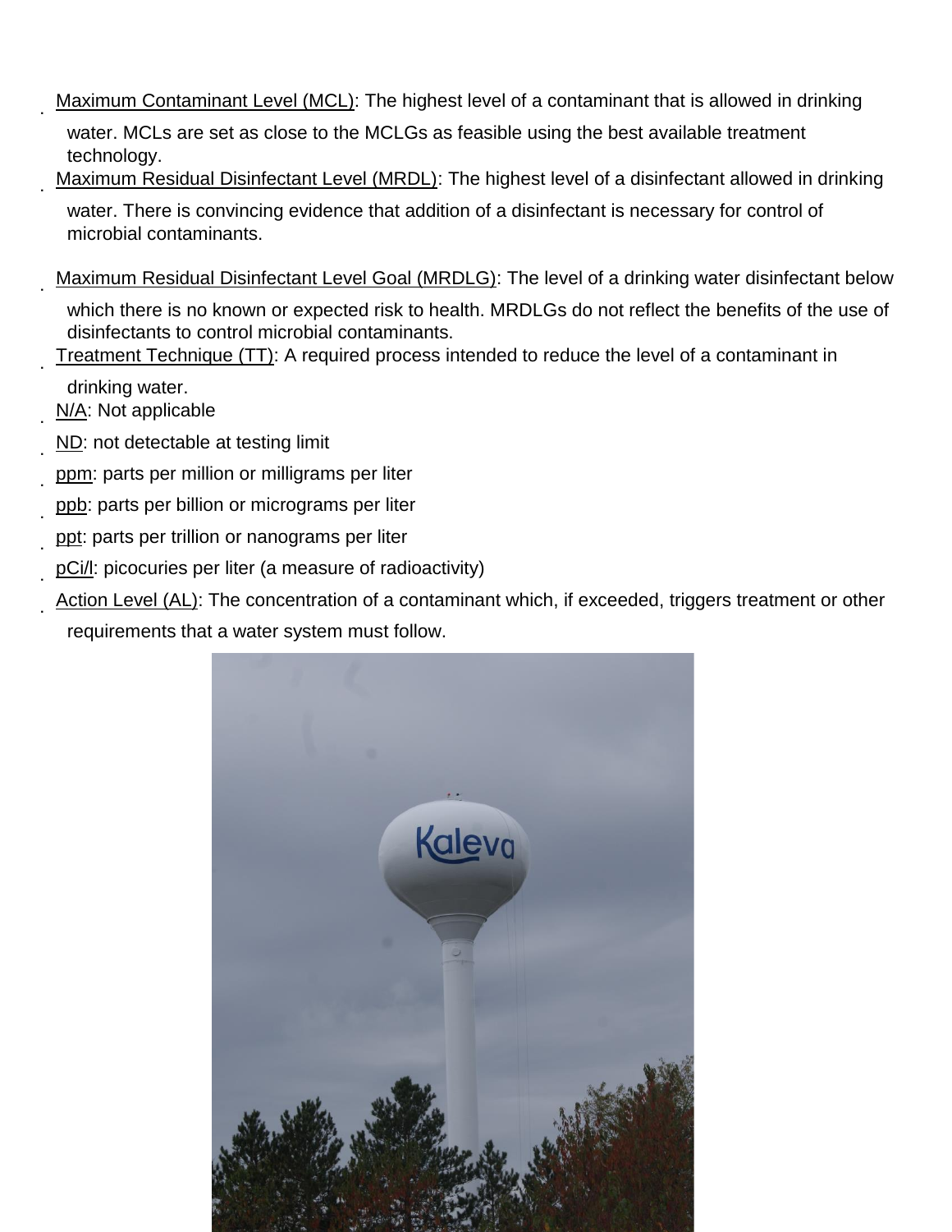- Maximum Contaminant Level (MCL): The highest level of a contaminant that is allowed in drinking water. MCLs are set as close to the MCLGs as feasible using the best available treatment technology.
- Maximum Residual Disinfectant Level (MRDL): The highest level of a disinfectant allowed in drinking water. There is convincing evidence that addition of a disinfectant is necessary for control of microbial contaminants.
- Maximum Residual Disinfectant Level Goal (MRDLG): The level of a drinking water disinfectant below which there is no known or expected risk to health. MRDLGs do not reflect the benefits of the use of disinfectants to control microbial contaminants.
- Treatment Technique (TT): A required process intended to reduce the level of a contaminant in drinking water.
- N/A: Not applicable
- ND: not detectable at testing limit
- ppm: parts per million or milligrams per liter
- ppb: parts per billion or micrograms per liter
- ppt: parts per trillion or nanograms per liter
- pCi/l: picocuries per liter (a measure of radioactivity)
- Action Level (AL): The concentration of a contaminant which, if exceeded, triggers treatment or other requirements that a water system must follow.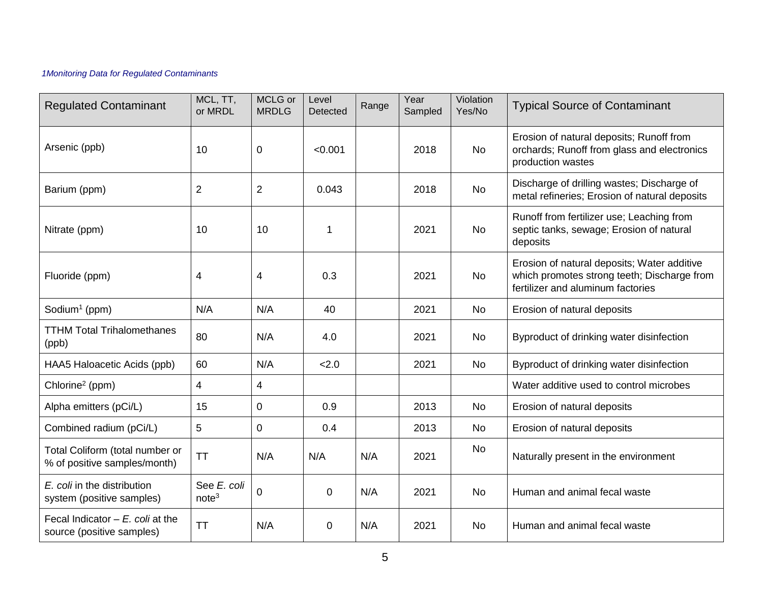*1Monitoring Data for Regulated Contaminants*

| Regulated Contaminant | MCL, TT, or MRDL | MCLG or MRDLG | Level Detected | Range | Year Sampled | Violation Yes/No | Typical Source of Contaminant |
|---|---|---|---|---|---|---|---|
| Arsenic (ppb) | 10 | 0 | <0.001 | | 2018 | No | Erosion of natural deposits; Runoff from orchards; Runoff from glass and electronics production wastes |
| Barium (ppm) | 2 | 2 | 0.043 | | 2018 | No | Discharge of drilling wastes; Discharge of metal refineries; Erosion of natural deposits |
| Nitrate (ppm) | 10 | 10 | 1 | | 2021 | No | Runoff from fertilizer use; Leaching from septic tanks, sewage; Erosion of natural deposits |
| Fluoride (ppm) | 4 | 4 | 0.3 | | 2021 | No | Erosion of natural deposits; Water additive which promotes strong teeth; Discharge from fertilizer and aluminum factories |
| Sodium[1] (ppm) | N/A | N/A | 40 | | 2021 | No | Erosion of natural deposits |
| TTHM Total Trihalomethanes (ppb) | 80 | N/A | 4.0 | | 2021 | No | Byproduct of drinking water disinfection |
| HAA5 Haloacetic Acids (ppb) | 60 | N/A | <2.0 | | 2021 | No | Byproduct of drinking water disinfection |
| Chlorine[2] (ppm) | 4 | 4 | | | | | Water additive used to control microbes |
| Alpha emitters (pCi/L) | 15 | 0 | 0.9 | | 2013 | No | Erosion of natural deposits |
| Combined radium (pCi/L) | 5 | 0 | 0.4 | | 2013 | No | Erosion of natural deposits |
| Total Coliform (total number or % of positive samples/month) | TT | N/A | N/A | N/A | 2021 | No | Naturally present in the environment |
| *E. coli* in the distribution system (positive samples) | See *E. coli* note[3] | 0 | 0 | N/A | 2021 | No | Human and animal fecal waste |
| Fecal Indicator – *E. coli* at the source (positive samples) | TT | N/A | 0 | N/A | 2021 | No | Human and animal fecal waste |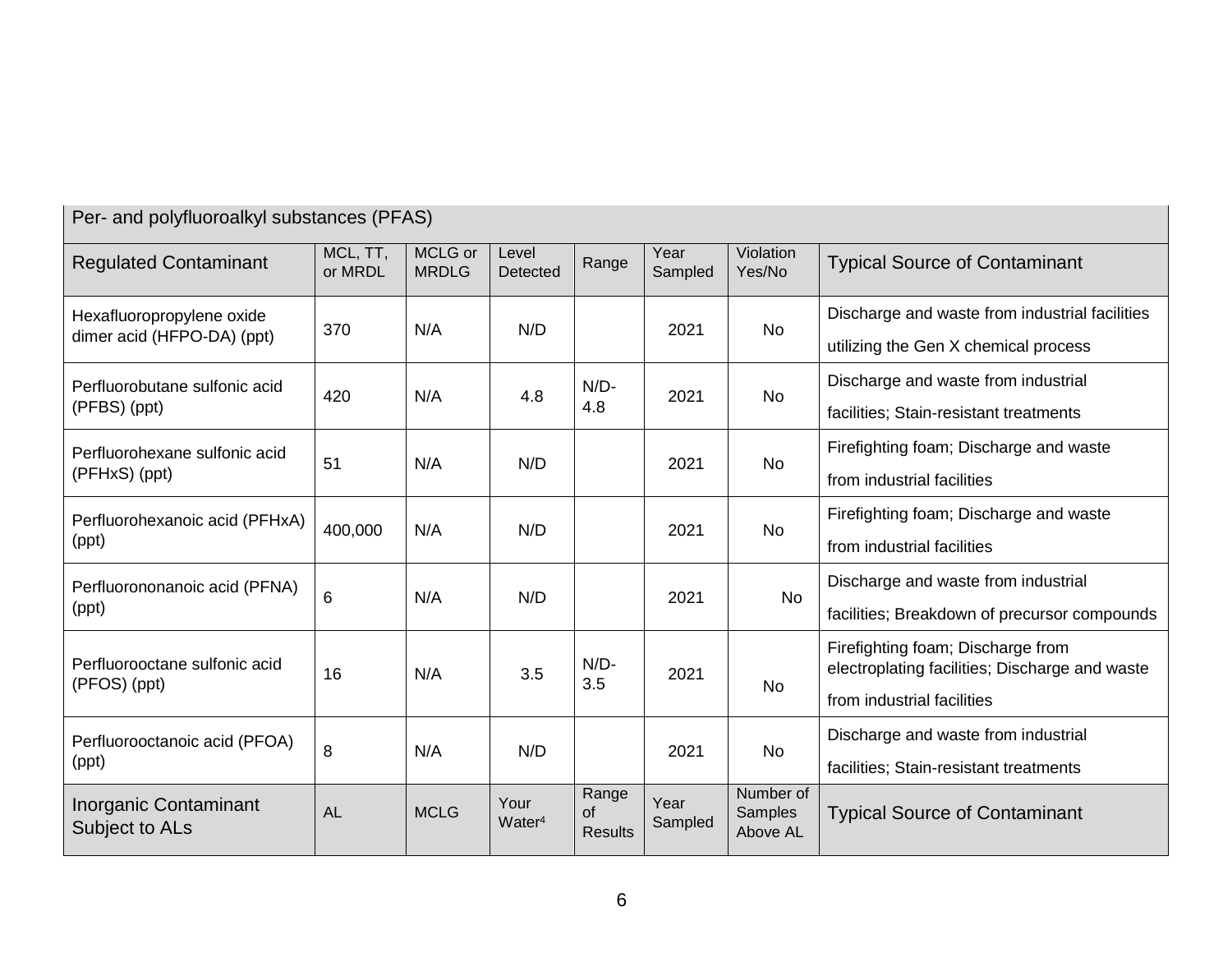| Per- and polyfluoroalkyl substances (PFAS) | | | | | | | |
|---|---|---|---|---|---|---|---|
| Regulated Contaminant | MCL, TT, or MRDL | MCLG or MRDLG | Level Detected | Range | Year Sampled | Violation Yes/No | Typical Source of Contaminant |
| Hexafluoropropylene oxide dimer acid (HFPO-DA) (ppt) | 370 | N/A | N/D | | 2021 | No | Discharge and waste from industrial facilities utilizing the Gen X chemical process |
| Perfluorobutane sulfonic acid (PFBS) (ppt) | 420 | N/A | 4.8 | N/D-4.8 | 2021 | No | Discharge and waste from industrial facilities; Stain-resistant treatments |
| Perfluorohexane sulfonic acid (PFHxS) (ppt) | 51 | N/A | N/D | | 2021 | No | Firefighting foam; Discharge and waste from industrial facilities |
| Perfluorohexanoic acid (PFHxA) (ppt) | 400,000 | N/A | N/D | | 2021 | No | Firefighting foam; Discharge and waste from industrial facilities |
| Perfluorononanoic acid (PFNA) (ppt) | 6 | N/A | N/D | | 2021 | No | Discharge and waste from industrial facilities; Breakdown of precursor compounds |
| Perfluorooctane sulfonic acid (PFOS) (ppt) | 16 | N/A | 3.5 | N/D-3.5 | 2021 | No | Firefighting foam; Discharge from electroplating facilities; Discharge and waste from industrial facilities |
| Perfluorooctanoic acid (PFOA) (ppt) | 8 | N/A | N/D | | 2021 | No | Discharge and waste from industrial facilities; Stain-resistant treatments |
| Inorganic Contaminant Subject to ALs | AL | MCLG | Your Water[4] | Range of Results | Year Sampled | Number of Samples Above AL | Typical Source of Contaminant |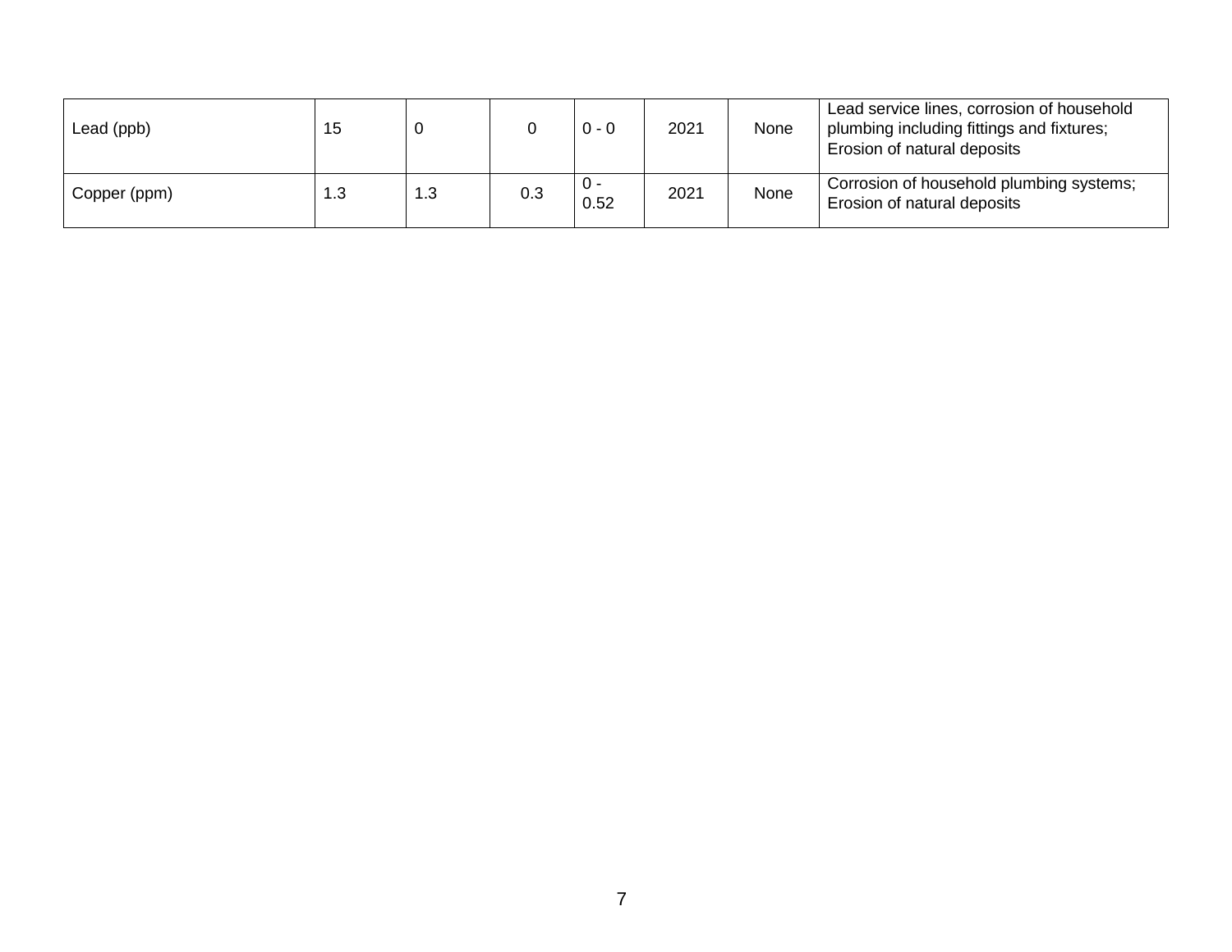| | | | | | | | |
|---|---|---|---|---|---|---|---|
| Lead (ppb) | 15 | 0 | 0 | 0 - 0 | 2021 | None | Lead service lines, corrosion of household plumbing including fittings and fixtures; Erosion of natural deposits |
| Copper (ppm) | 1.3 | 1.3 | 0.3 | 0 - 0.52 | 2021 | None | Corrosion of household plumbing systems; Erosion of natural deposits |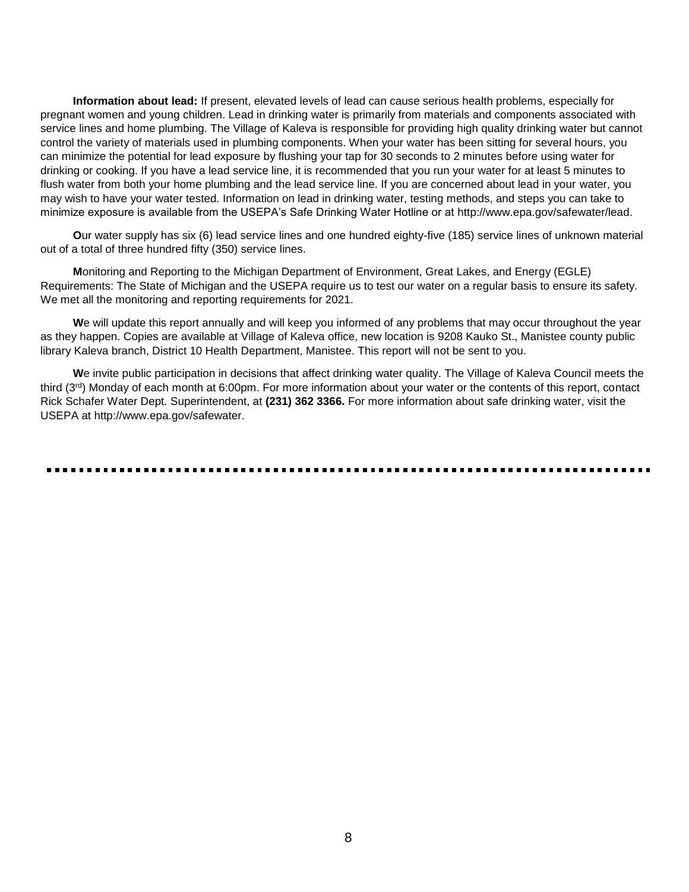**Information about lead:** If present, elevated levels of lead can cause serious health problems, especially for pregnant women and young children. Lead in drinking water is primarily from materials and components associated with service lines and home plumbing. The Village of Kaleva is responsible for providing high quality drinking water but cannot control the variety of materials used in plumbing components. When your water has been sitting for several hours, you can minimize the potential for lead exposure by flushing your tap for 30 seconds to 2 minutes before using water for drinking or cooking. If you have a lead service line, it is recommended that you run your water for at least 5 minutes to flush water from both your home plumbing and the lead service line. If you are concerned about lead in your water, you may wish to have your water tested. Information on lead in drinking water, testing methods, and steps you can take to minimize exposure is available from the USEPA's Safe Drinking Water Hotline or at http://www.epa.gov/safewater/lead.

**O**ur water supply has six (6) lead service lines and one hundred eighty-five (185) service lines of unknown material out of a total of three hundred fifty (350) service lines.

**M**onitoring and Reporting to the Michigan Department of Environment, Great Lakes, and Energy (EGLE) Requirements: The State of Michigan and the USEPA require us to test our water on a regular basis to ensure its safety. We met all the monitoring and reporting requirements for 2021.

**W**e will update this report annually and will keep you informed of any problems that may occur throughout the year as they happen. Copies are available at Village of Kaleva office, new location is 9208 Kauko St., Manistee county public library Kaleva branch, District 10 Health Department, Manistee. This report will not be sent to you.

**W**e invite public participation in decisions that affect drinking water quality. The Village of Kaleva Council meets the third (3rd) Monday of each month at 6:00pm. For more information about your water or the contents of this report, contact Rick Schafer Water Dept. Superintendent, at **(231) 362 3366.** For more information about safe drinking water, visit the USEPA at http://www.epa.gov/safewater.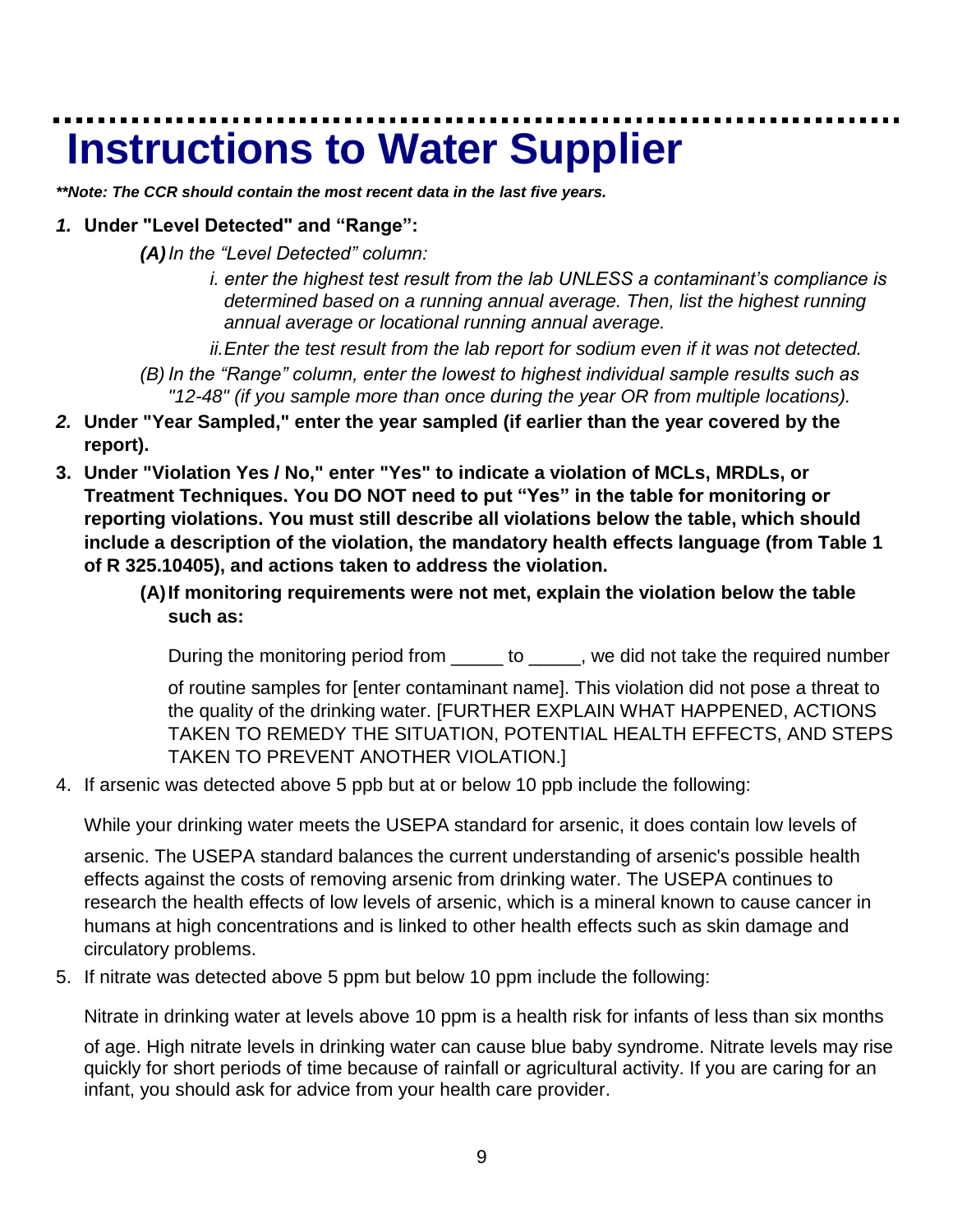# Instructions to Water Supplier

***\*Note: The CCR should contain the most recent data in the last five years.***

1. **Under "Level Detected" and "Range":**

   ***(A)*** *In the "Level Detected" column:*

   *i. enter the highest test result from the lab UNLESS a contaminant's compliance is determined based on a running annual average. Then, list the highest running annual average or locational running annual average.*

   *ii. Enter the test result from the lab report for sodium even if it was not detected.*

   *(B) In the "Range" column, enter the lowest to highest individual sample results such as "12-48" (if you sample more than once during the year OR from multiple locations).*

2. **Under "Year Sampled," enter the year sampled (if earlier than the year covered by the report).**

3. **Under "Violation Yes / No," enter "Yes" to indicate a violation of MCLs, MRDLs, or Treatment Techniques. You DO NOT need to put "Yes" in the table for monitoring or reporting violations. You must still describe all violations below the table, which should include a description of the violation, the mandatory health effects language (from Table 1 of R 325.10405), and actions taken to address the violation.**

   **(A) If monitoring requirements were not met, explain the violation below the table such as:**

   During the monitoring period from _____ to _____, we did not take the required number of routine samples for [enter contaminant name]. This violation did not pose a threat to the quality of the drinking water. [FURTHER EXPLAIN WHAT HAPPENED, ACTIONS TAKEN TO REMEDY THE SITUATION, POTENTIAL HEALTH EFFECTS, AND STEPS TAKEN TO PREVENT ANOTHER VIOLATION.]

4. If arsenic was detected above 5 ppb but at or below 10 ppb include the following:

   While your drinking water meets the USEPA standard for arsenic, it does contain low levels of arsenic. The USEPA standard balances the current understanding of arsenic's possible health effects against the costs of removing arsenic from drinking water. The USEPA continues to research the health effects of low levels of arsenic, which is a mineral known to cause cancer in humans at high concentrations and is linked to other health effects such as skin damage and circulatory problems.

5. If nitrate was detected above 5 ppm but below 10 ppm include the following:

   Nitrate in drinking water at levels above 10 ppm is a health risk for infants of less than six months of age. High nitrate levels in drinking water can cause blue baby syndrome. Nitrate levels may rise quickly for short periods of time because of rainfall or agricultural activity. If you are caring for an infant, you should ask for advice from your health care provider.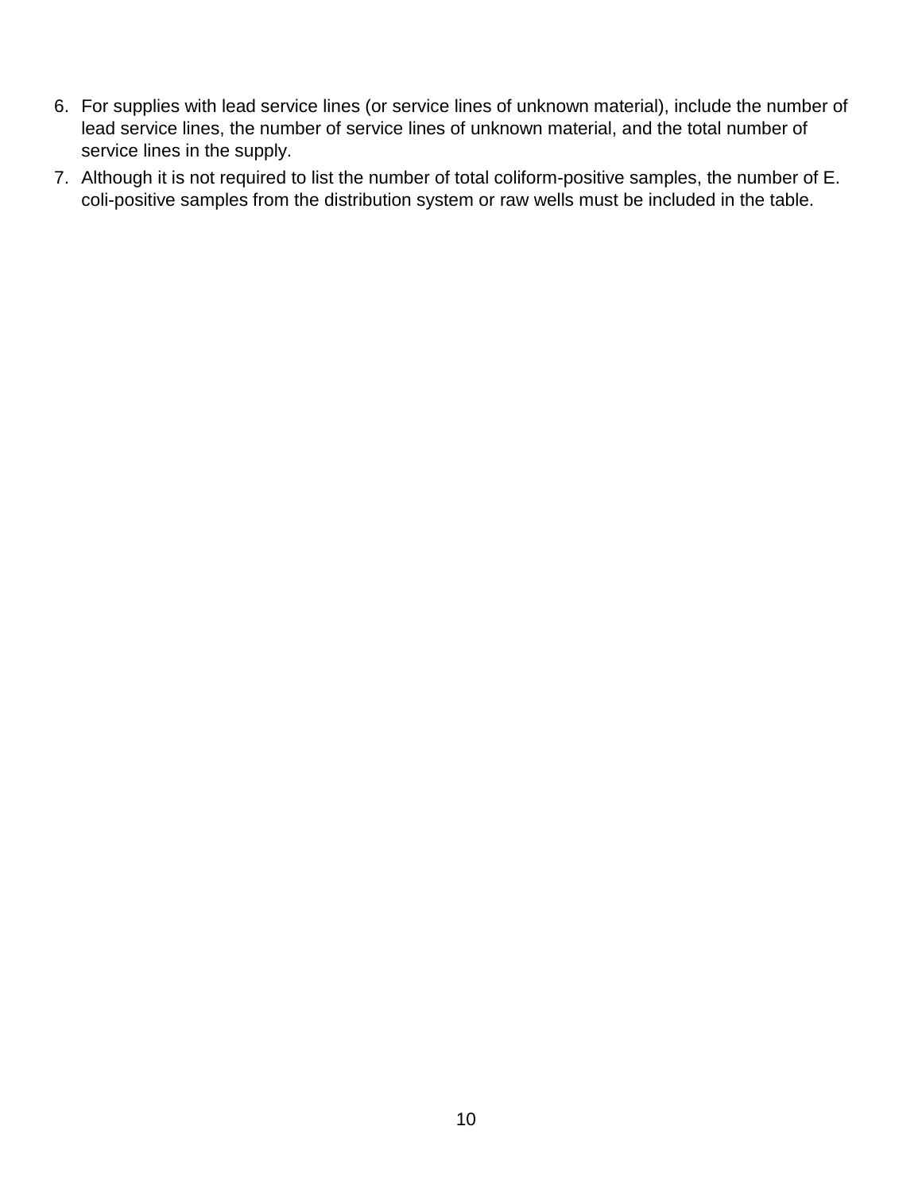6. For supplies with lead service lines (or service lines of unknown material), include the number of lead service lines, the number of service lines of unknown material, and the total number of service lines in the supply.
7. Although it is not required to list the number of total coliform-positive samples, the number of E. coli-positive samples from the distribution system or raw wells must be included in the table.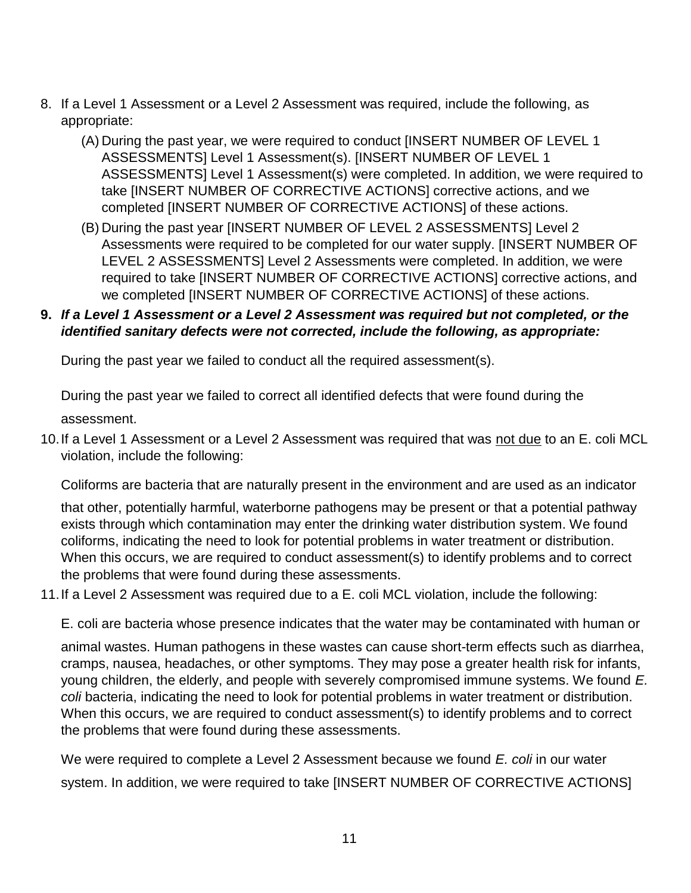8. If a Level 1 Assessment or a Level 2 Assessment was required, include the following, as appropriate:

    (A) During the past year, we were required to conduct [INSERT NUMBER OF LEVEL 1 ASSESSMENTS] Level 1 Assessment(s). [INSERT NUMBER OF LEVEL 1 ASSESSMENTS] Level 1 Assessment(s) were completed. In addition, we were required to take [INSERT NUMBER OF CORRECTIVE ACTIONS] corrective actions, and we completed [INSERT NUMBER OF CORRECTIVE ACTIONS] of these actions.

    (B) During the past year [INSERT NUMBER OF LEVEL 2 ASSESSMENTS] Level 2 Assessments were required to be completed for our water supply. [INSERT NUMBER OF LEVEL 2 ASSESSMENTS] Level 2 Assessments were completed. In addition, we were required to take [INSERT NUMBER OF CORRECTIVE ACTIONS] corrective actions, and we completed [INSERT NUMBER OF CORRECTIVE ACTIONS] of these actions.

9. ***If a Level 1 Assessment or a Level 2 Assessment was required but not completed, or the identified sanitary defects were not corrected, include the following, as appropriate:***

    During the past year we failed to conduct all the required assessment(s).

    During the past year we failed to correct all identified defects that were found during the assessment.

10. If a Level 1 Assessment or a Level 2 Assessment was required that was <u>not due</u> to an E. coli MCL violation, include the following:

    Coliforms are bacteria that are naturally present in the environment and are used as an indicator that other, potentially harmful, waterborne pathogens may be present or that a potential pathway exists through which contamination may enter the drinking water distribution system. We found coliforms, indicating the need to look for potential problems in water treatment or distribution. When this occurs, we are required to conduct assessment(s) to identify problems and to correct the problems that were found during these assessments.

11. If a Level 2 Assessment was required due to a E. coli MCL violation, include the following:

    E. coli are bacteria whose presence indicates that the water may be contaminated with human or animal wastes. Human pathogens in these wastes can cause short-term effects such as diarrhea, cramps, nausea, headaches, or other symptoms. They may pose a greater health risk for infants, young children, the elderly, and people with severely compromised immune systems. We found *E. coli* bacteria, indicating the need to look for potential problems in water treatment or distribution. When this occurs, we are required to conduct assessment(s) to identify problems and to correct the problems that were found during these assessments.

    We were required to complete a Level 2 Assessment because we found *E. coli* in our water system. In addition, we were required to take [INSERT NUMBER OF CORRECTIVE ACTIONS]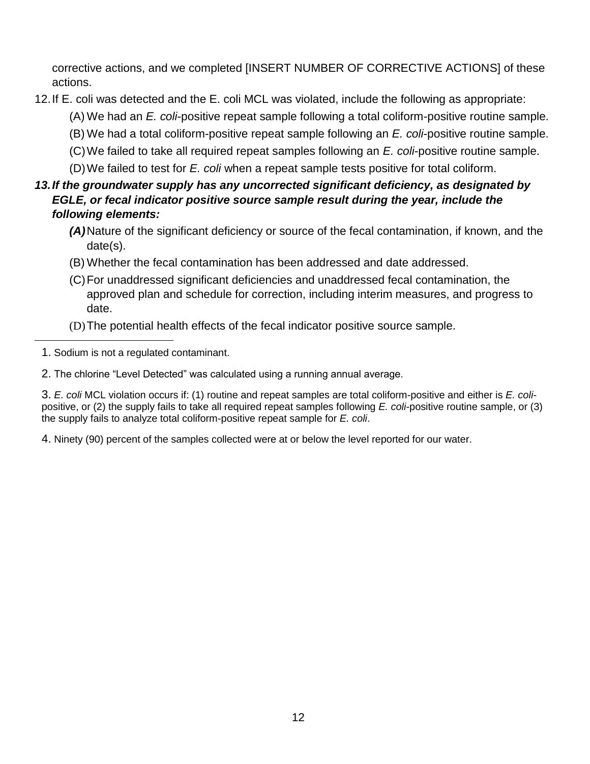corrective actions, and we completed [INSERT NUMBER OF CORRECTIVE ACTIONS] of these actions.

12. If E. coli was detected and the E. coli MCL was violated, include the following as appropriate:
    - (A) We had an *E. coli*-positive repeat sample following a total coliform-positive routine sample.
    - (B) We had a total coliform-positive repeat sample following an *E. coli*-positive routine sample.
    - (C) We failed to take all required repeat samples following an *E. coli*-positive routine sample.
    - (D) We failed to test for *E. coli* when a repeat sample tests positive for total coliform.

13. ***If the groundwater supply has any uncorrected significant deficiency, as designated by EGLE, or fecal indicator positive source sample result during the year, include the following elements:***
    - ***(A)*** Nature of the significant deficiency or source of the fecal contamination, if known, and the date(s).
    - (B) Whether the fecal contamination has been addressed and date addressed.
    - (C) For unaddressed significant deficiencies and unaddressed fecal contamination, the approved plan and schedule for correction, including interim measures, and progress to date.
    - (D) The potential health effects of the fecal indicator positive source sample.

---

1. Sodium is not a regulated contaminant.

2. The chlorine "Level Detected" was calculated using a running annual average.

3. *E. coli* MCL violation occurs if: (1) routine and repeat samples are total coliform-positive and either is *E. coli*-positive, or (2) the supply fails to take all required repeat samples following *E. coli*-positive routine sample, or (3) the supply fails to analyze total coliform-positive repeat sample for *E. coli*.

4. Ninety (90) percent of the samples collected were at or below the level reported for our water.